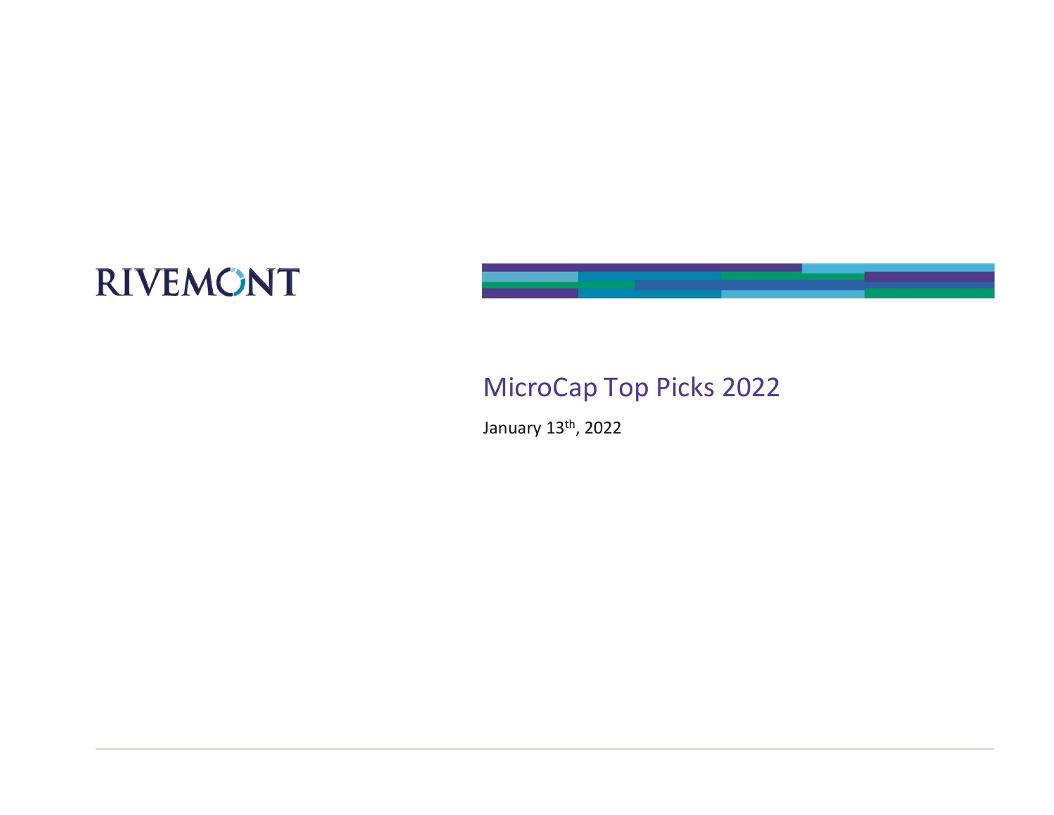RIVEMONT

# MicroCap Top Picks 2022

January 13th, 2022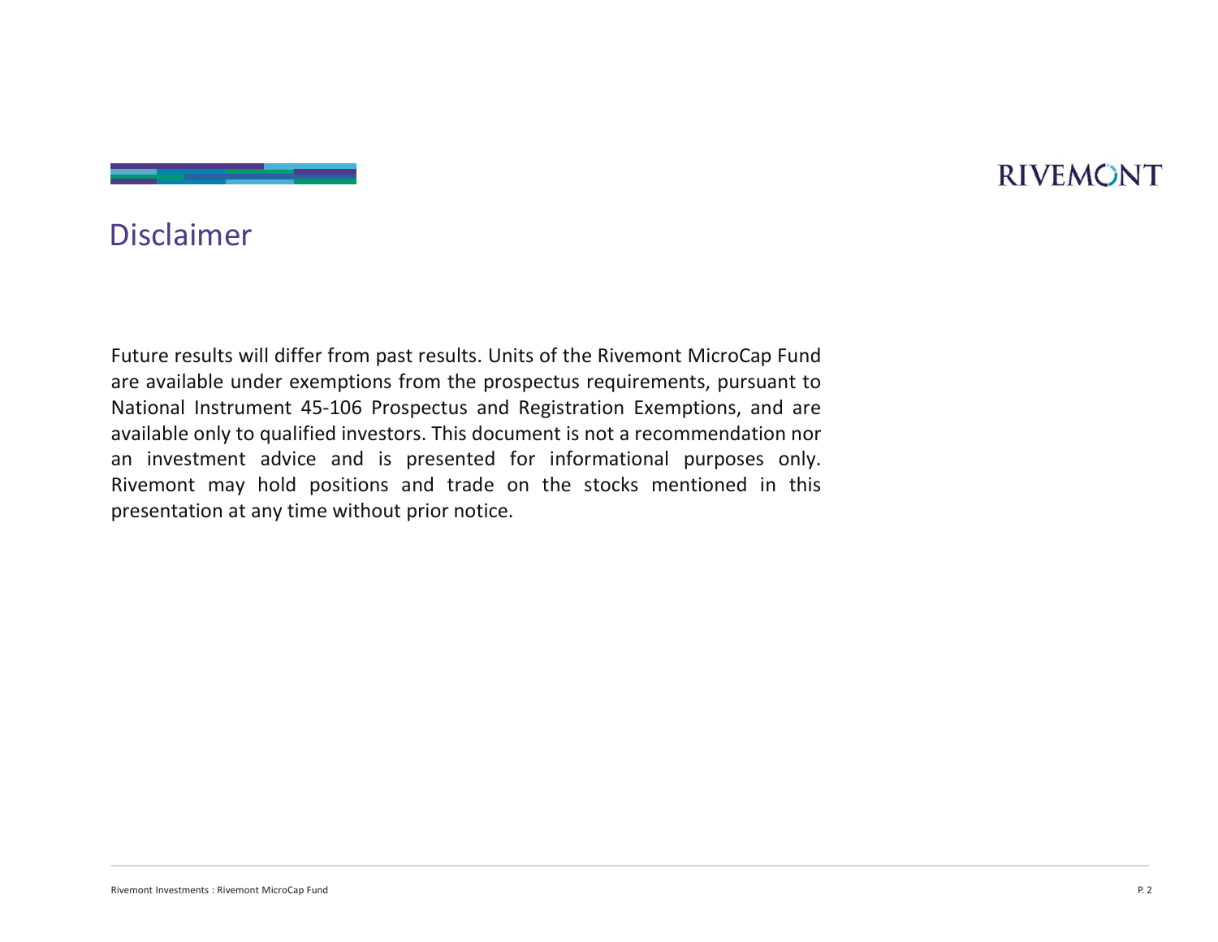## Disclaimer

Future results will differ from past results. Units of the Rivemont MicroCap Fund are available under exemptions from the prospectus requirements, pursuant to National Instrument 45-106 Prospectus and Registration Exemptions, and are available only to qualified investors. This document is not a recommendation nor an investment advice and is presented for informational purposes only. Rivemont may hold positions and trade on the stocks mentioned in this presentation at any time without prior notice.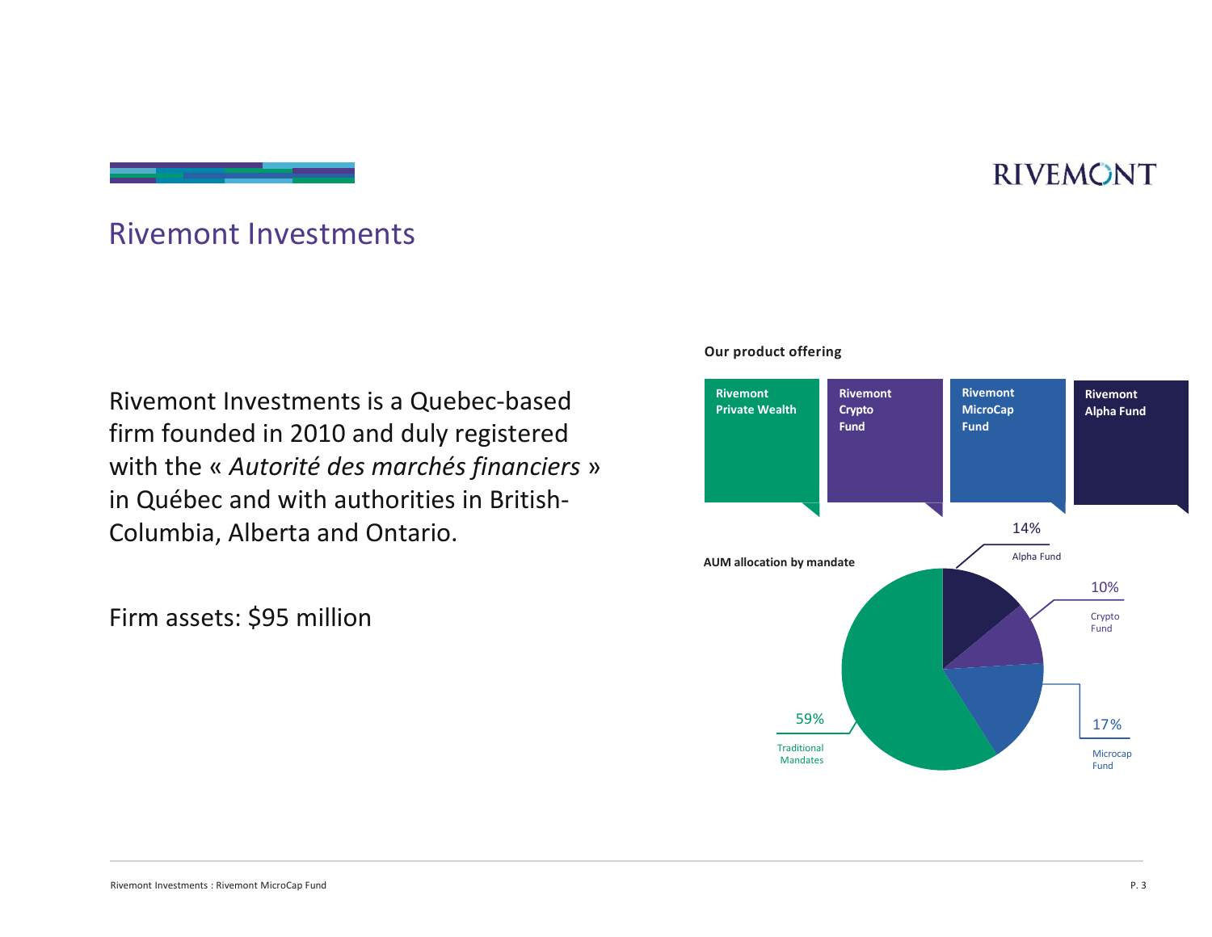# Rivemont Investments

Rivemont Investments is a Quebec-based firm founded in 2010 and duly registered with the « *Autorité des marchés financiers* » in Québec and with authorities in British-Columbia, Alberta and Ontario.

Firm assets: $95 million

**Our product offering**

- **Rivemont Private Wealth**
- **Rivemont Crypto Fund**
- **Rivemont MicroCap Fund**
- **Rivemont Alpha Fund**

**AUM allocation by mandate**

| Mandate | Allocation |
| --- | --- |
| Traditional Mandates | 59% |
| Microcap Fund | 17% |
| Alpha Fund | 14% |
| Crypto Fund | 10% |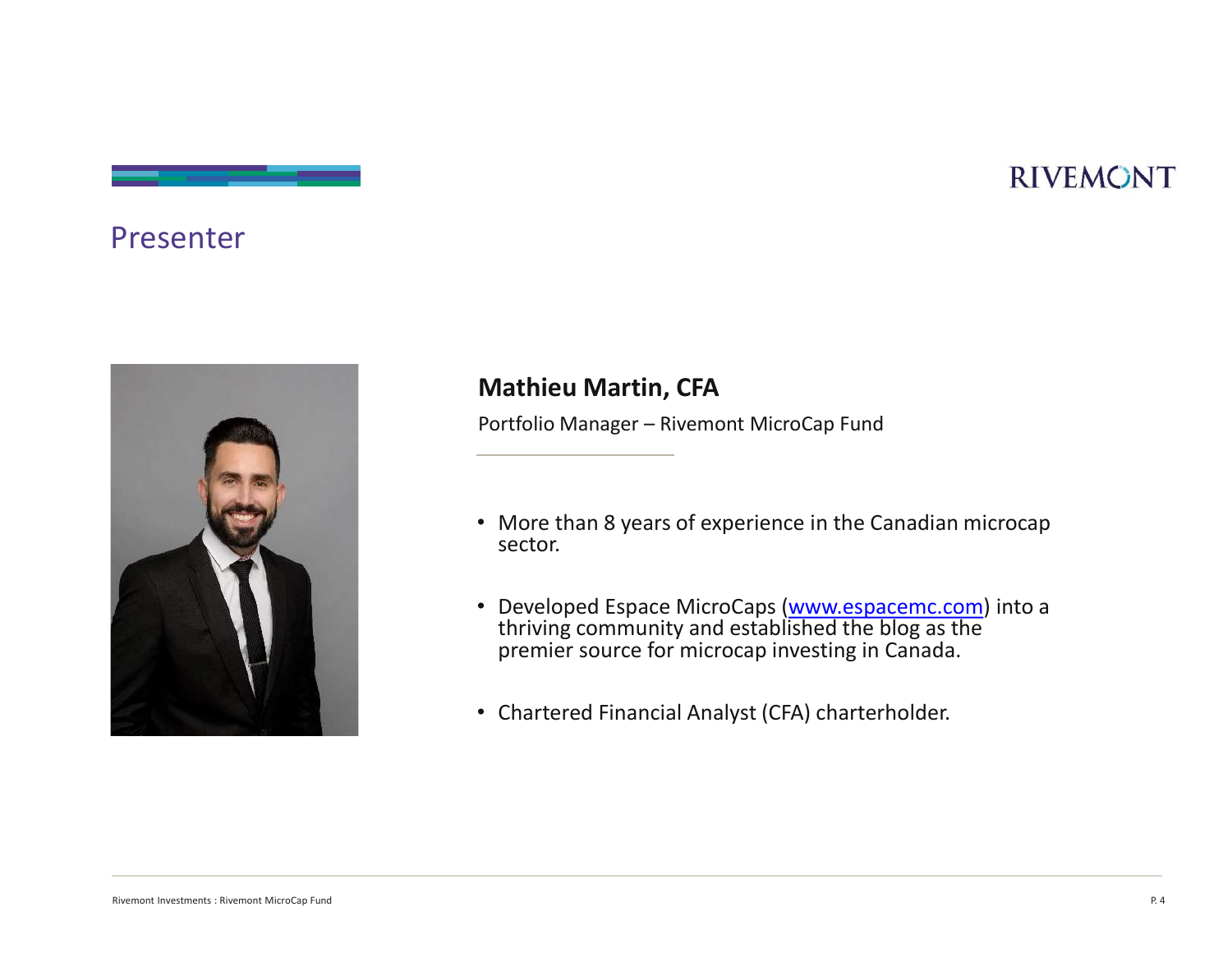# Presenter

## Mathieu Martin, CFA

Portfolio Manager – Rivemont MicroCap Fund

- More than 8 years of experience in the Canadian microcap sector.
- Developed Espace MicroCaps (www.espacemc.com) into a thriving community and established the blog as the premier source for microcap investing in Canada.
- Chartered Financial Analyst (CFA) charterholder.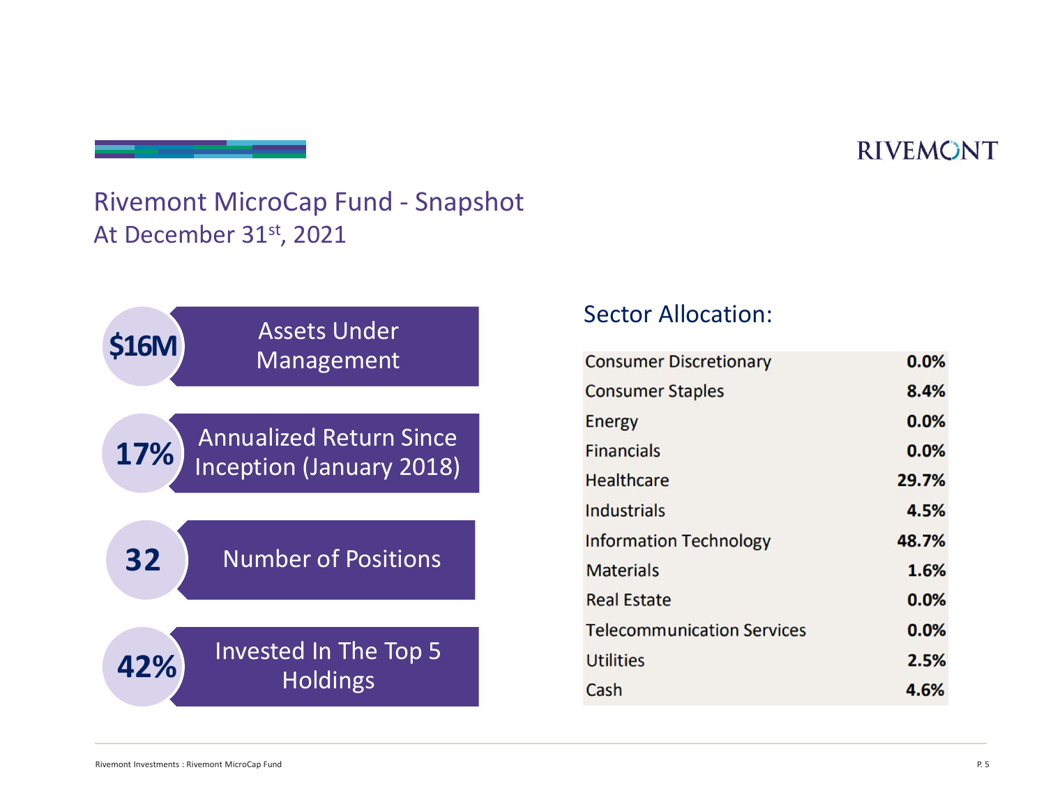# Rivemont MicroCap Fund - Snapshot

At December 31st, 2021

- **$16M** Assets Under Management
- **17%** Annualized Return Since Inception (January 2018)
- **32** Number of Positions
- **42%** Invested In The Top 5 Holdings

## Sector Allocation:

| Sector | Allocation |
|---|---|
| Consumer Discretionary | **0.0%** |
| Consumer Staples | **8.4%** |
| Energy | **0.0%** |
| Financials | **0.0%** |
| Healthcare | **29.7%** |
| Industrials | **4.5%** |
| Information Technology | **48.7%** |
| Materials | **1.6%** |
| Real Estate | **0.0%** |
| Telecommunication Services | **0.0%** |
| Utilities | **2.5%** |
| Cash | **4.6%** |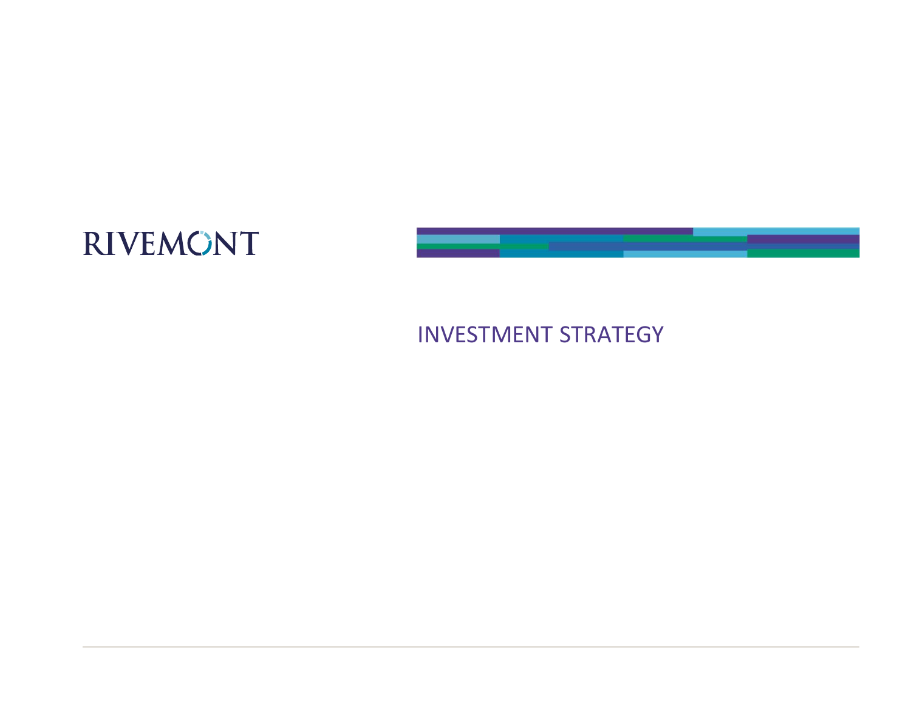RIVEMONT

# INVESTMENT STRATEGY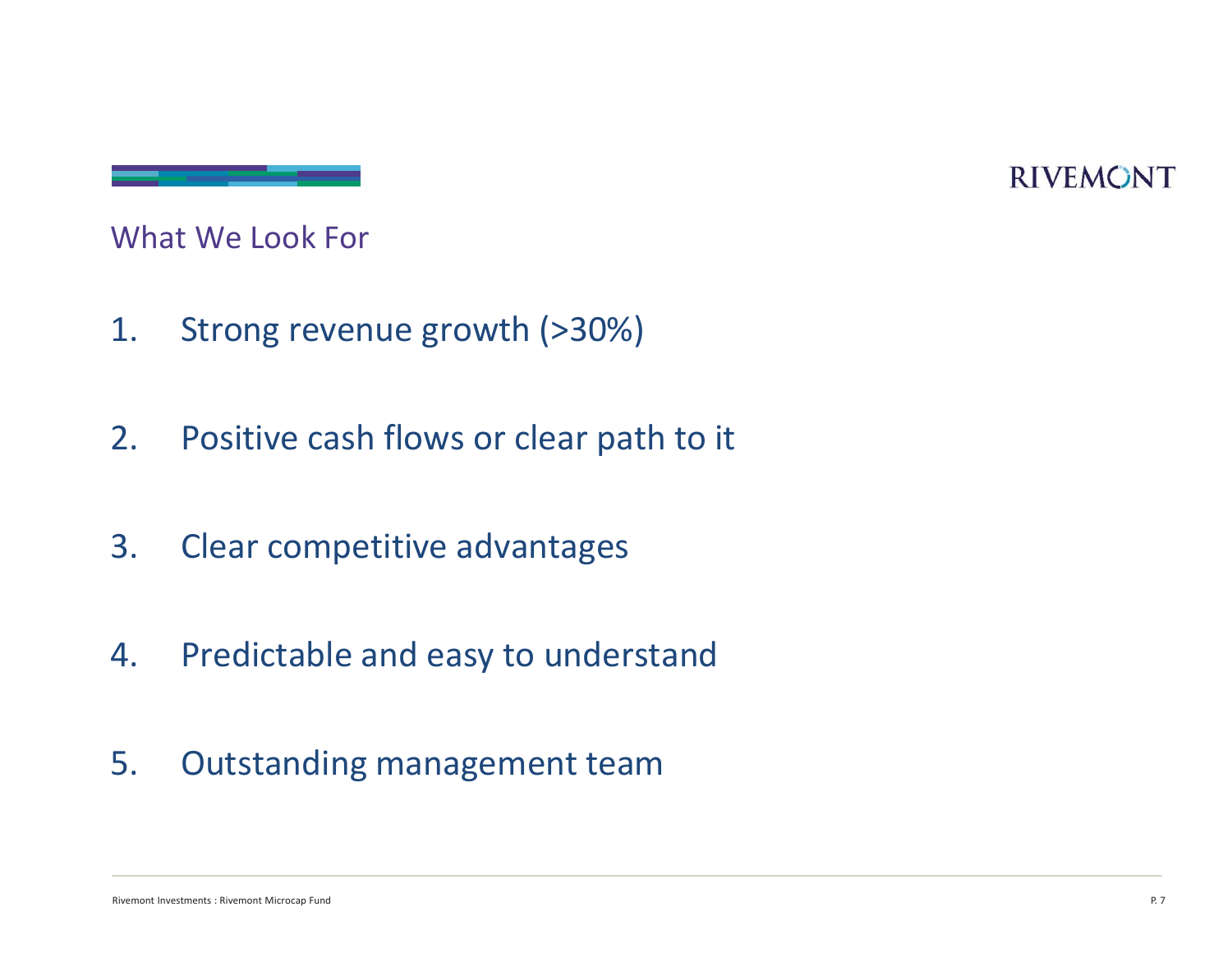## What We Look For

1. Strong revenue growth (>30%)
2. Positive cash flows or clear path to it
3. Clear competitive advantages
4. Predictable and easy to understand
5. Outstanding management team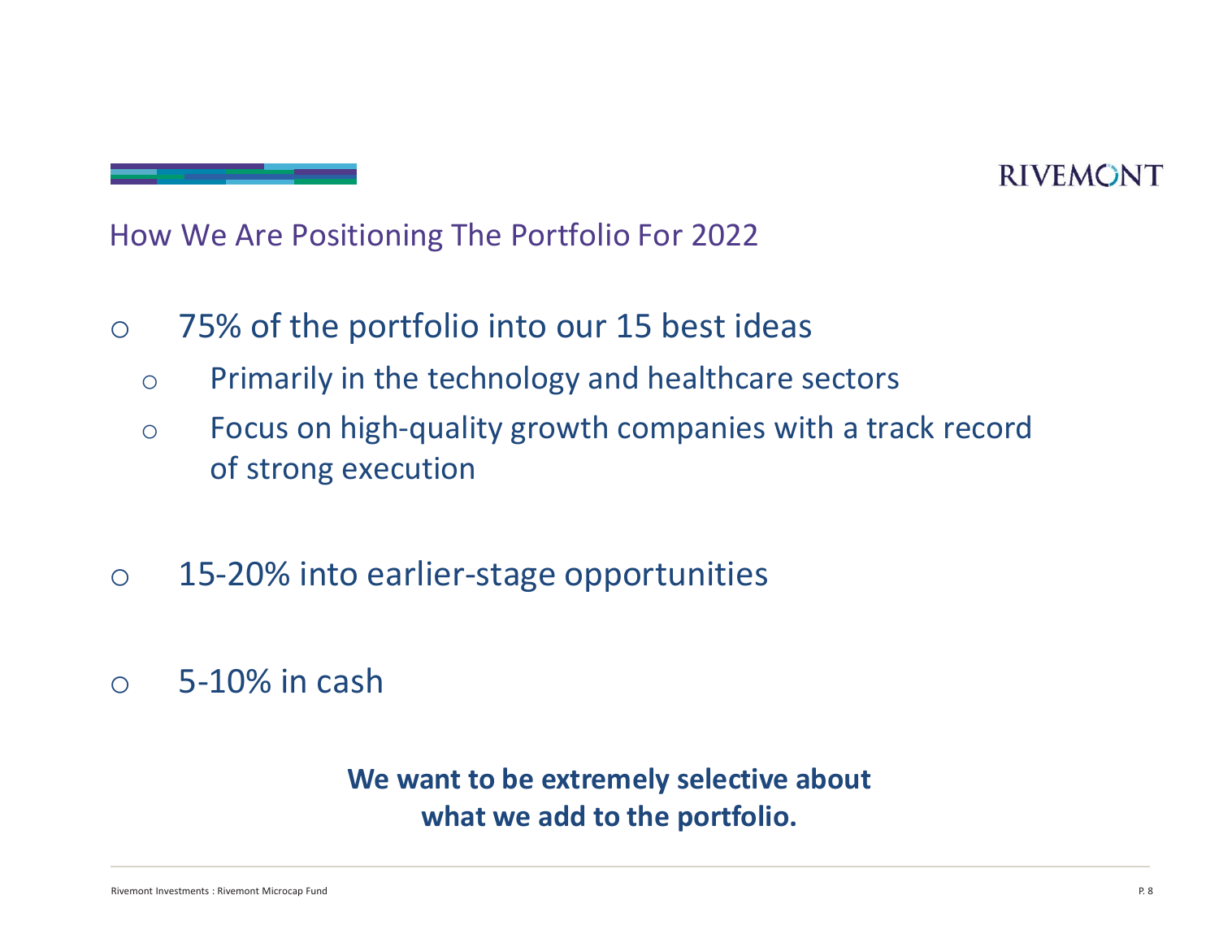## How We Are Positioning The Portfolio For 2022

- 75% of the portfolio into our 15 best ideas
  - Primarily in the technology and healthcare sectors
  - Focus on high-quality growth companies with a track record of strong execution
- 15-20% into earlier-stage opportunities
- 5-10% in cash

**We want to be extremely selective about what we add to the portfolio.**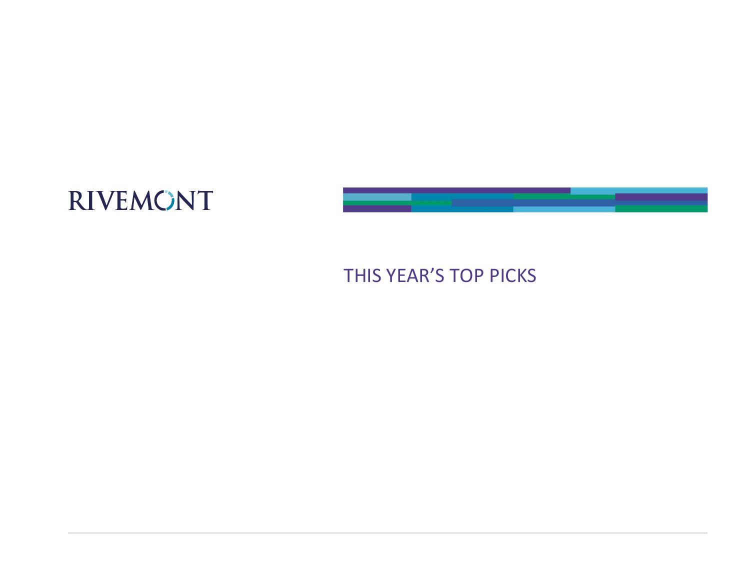RIVEMONT

# THIS YEAR'S TOP PICKS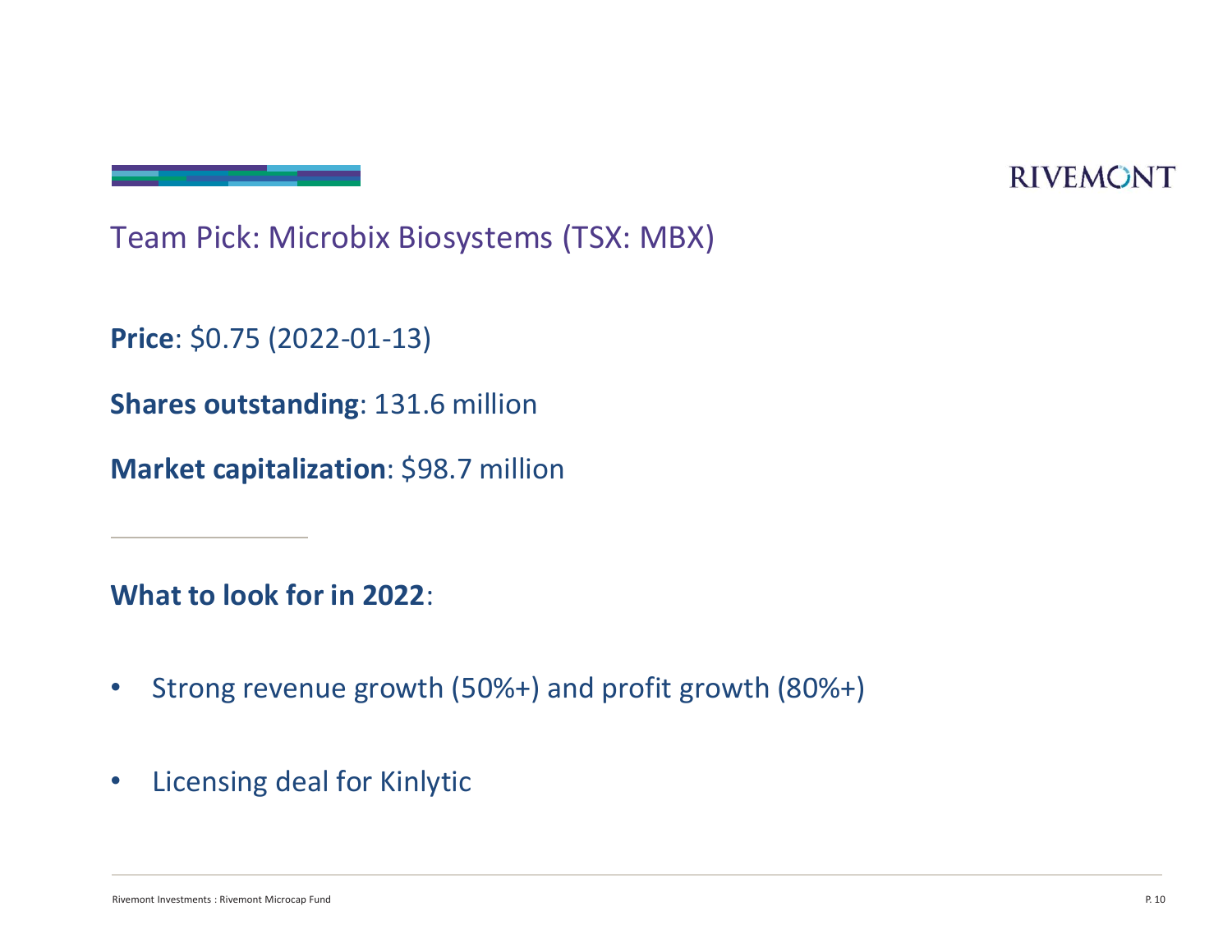## Team Pick: Microbix Biosystems (TSX: MBX)

**Price**: $0.75 (2022-01-13)

**Shares outstanding**: 131.6 million

**Market capitalization**: $98.7 million

---

**What to look for in 2022**:

- Strong revenue growth (50%+) and profit growth (80%+)
- Licensing deal for Kinlytic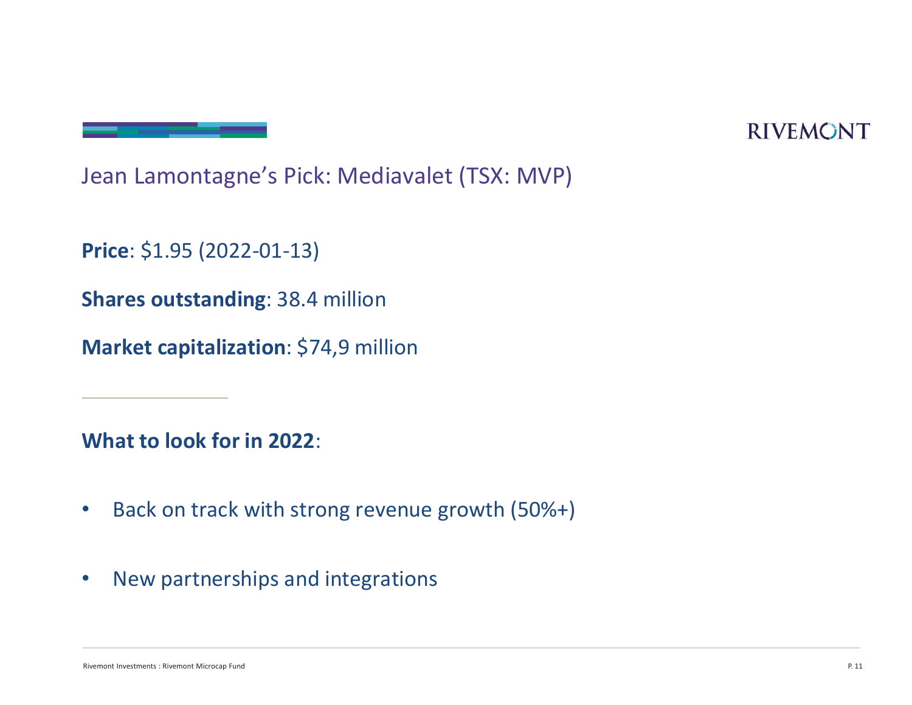## Jean Lamontagne's Pick: Mediavalet (TSX: MVP)

**Price**: $1.95 (2022-01-13)

**Shares outstanding**: 38.4 million

**Market capitalization**: $74,9 million

---

**What to look for in 2022**:

- Back on track with strong revenue growth (50%+)
- New partnerships and integrations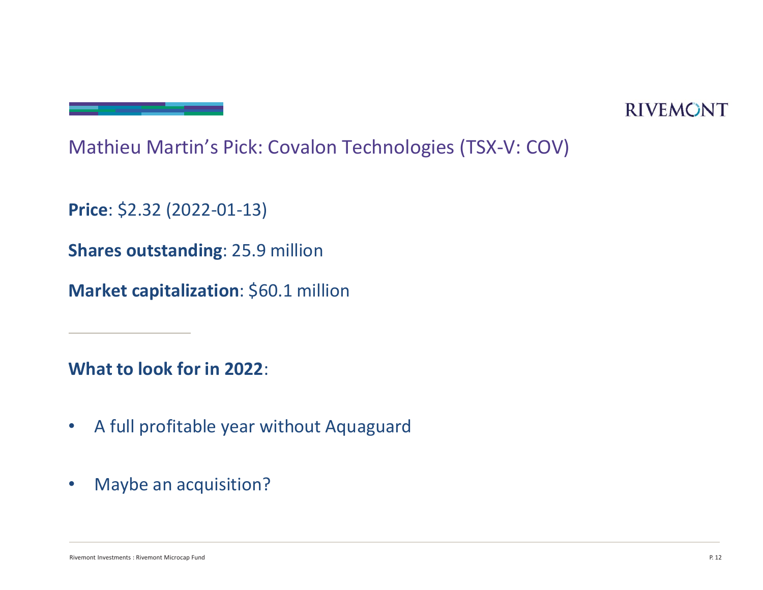## Mathieu Martin's Pick: Covalon Technologies (TSX-V: COV)

**Price**: $2.32 (2022-01-13)

**Shares outstanding**: 25.9 million

**Market capitalization**: $60.1 million

---

**What to look for in 2022**:

- A full profitable year without Aquaguard
- Maybe an acquisition?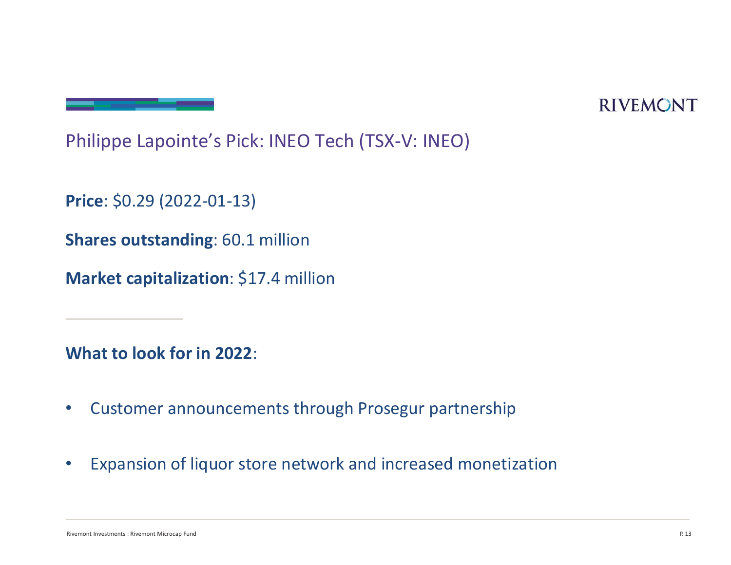## Philippe Lapointe's Pick: INEO Tech (TSX-V: INEO)

**Price**: $0.29 (2022-01-13)

**Shares outstanding**: 60.1 million

**Market capitalization**: $17.4 million

---

**What to look for in 2022**:

- Customer announcements through Prosegur partnership
- Expansion of liquor store network and increased monetization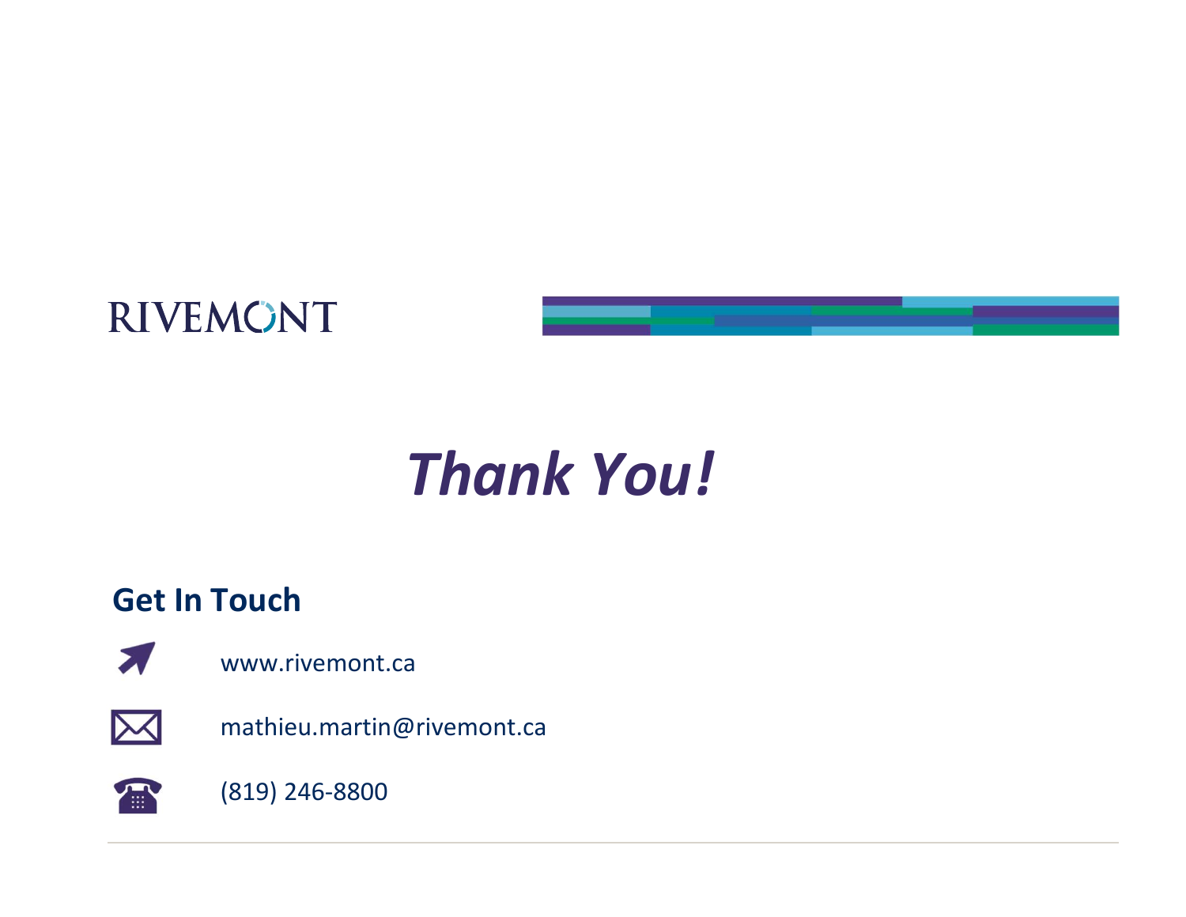RIVEMONT

# *Thank You!*

## Get In Touch

www.rivemont.ca

mathieu.martin@rivemont.ca

(819) 246-8800